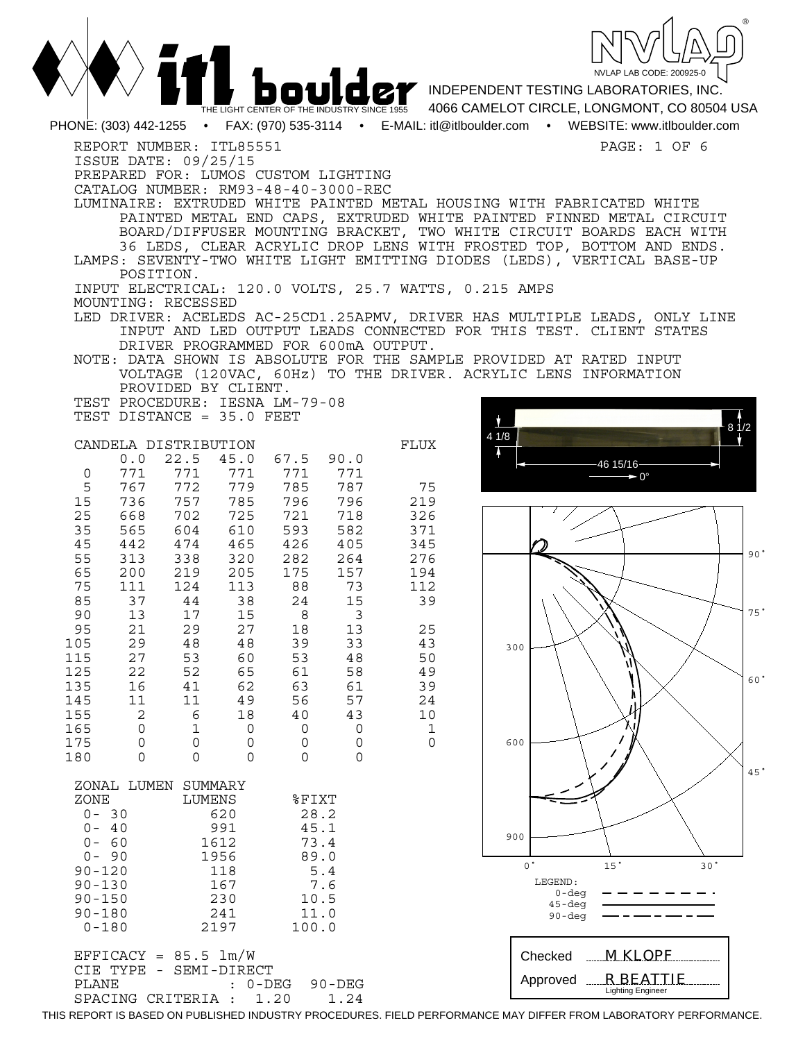# itl boulder

THE LIGHT CENTER OF THE INDUSTRY SINCE 1955

NVLAP LAB CODE: 200925-0

INDEPENDENT TESTING LABORATORIES, INC.
4066 CAMELOT CIRCLE, LONGMONT, CO 80504 USA

PHONE: (303) 442-1255 • FAX: (970) 535-3114 • E-MAIL: itl@itlboulder.com • WEBSITE: www.itlboulder.com

REPORT NUMBER: ITL85551
ISSUE DATE: 09/25/15
PREPARED FOR: LUMOS CUSTOM LIGHTING
CATALOG NUMBER: RM93-48-40-3000-REC

LUMINAIRE: EXTRUDED WHITE PAINTED METAL HOUSING WITH FABRICATED WHITE PAINTED METAL END CAPS, EXTRUDED WHITE PAINTED FINNED METAL CIRCUIT BOARD/DIFFUSER MOUNTING BRACKET, TWO WHITE CIRCUIT BOARDS EACH WITH 36 LEDS, CLEAR ACRYLIC DROP LENS WITH FROSTED TOP, BOTTOM AND ENDS.

LAMPS: SEVENTY-TWO WHITE LIGHT EMITTING DIODES (LEDS), VERTICAL BASE-UP POSITION.

INPUT ELECTRICAL: 120.0 VOLTS, 25.7 WATTS, 0.215 AMPS

MOUNTING: RECESSED

LED DRIVER: ACELEDS AC-25CD1.25APMV, DRIVER HAS MULTIPLE LEADS, ONLY LINE INPUT AND LED OUTPUT LEADS CONNECTED FOR THIS TEST. CLIENT STATES DRIVER PROGRAMMED FOR 600mA OUTPUT.

NOTE: DATA SHOWN IS ABSOLUTE FOR THE SAMPLE PROVIDED AT RATED INPUT VOLTAGE (120VAC, 60Hz) TO THE DRIVER. ACRYLIC LENS INFORMATION PROVIDED BY CLIENT.

TEST PROCEDURE: IESNA LM-79-08
TEST DISTANCE = 35.0 FEET

Dimensions: 4 1/8, 8 1/2, 46 15/16, 0°

## CANDELA DISTRIBUTION

| | 0.0 | 22.5 | 45.0 | 67.5 | 90.0 | FLUX |
|---|---|---|---|---|---|---|
| 0 | 771 | 771 | 771 | 771 | 771 | |
| 5 | 767 | 772 | 779 | 785 | 787 | 75 |
| 15 | 736 | 757 | 785 | 796 | 796 | 219 |
| 25 | 668 | 702 | 725 | 721 | 718 | 326 |
| 35 | 565 | 604 | 610 | 593 | 582 | 371 |
| 45 | 442 | 474 | 465 | 426 | 405 | 345 |
| 55 | 313 | 338 | 320 | 282 | 264 | 276 |
| 65 | 200 | 219 | 205 | 175 | 157 | 194 |
| 75 | 111 | 124 | 113 | 88 | 73 | 112 |
| 85 | 37 | 44 | 38 | 24 | 15 | 39 |
| 90 | 13 | 17 | 15 | 8 | 3 | |
| 95 | 21 | 29 | 27 | 18 | 13 | 25 |
| 105 | 29 | 48 | 48 | 39 | 33 | 43 |
| 115 | 27 | 53 | 60 | 53 | 48 | 50 |
| 125 | 22 | 52 | 65 | 61 | 58 | 49 |
| 135 | 16 | 41 | 62 | 63 | 61 | 39 |
| 145 | 11 | 11 | 49 | 56 | 57 | 24 |
| 155 | 2 | 6 | 18 | 40 | 43 | 10 |
| 165 | 0 | 1 | 0 | 0 | 0 | 1 |
| 175 | 0 | 0 | 0 | 0 | 0 | 0 |
| 180 | 0 | 0 | 0 | 0 | 0 | |

## ZONAL LUMEN SUMMARY

| ZONE | LUMENS | %FIXT |
|---|---|---|
| 0- 30 | 620 | 28.2 |
| 0- 40 | 991 | 45.1 |
| 0- 60 | 1612 | 73.4 |
| 0- 90 | 1956 | 89.0 |
| 90-120 | 118 | 5.4 |
| 90-130 | 167 | 7.6 |
| 90-150 | 230 | 10.5 |
| 90-180 | 241 | 11.0 |
| 0-180 | 2197 | 100.0 |

EFFICACY = 85.5 lm/W
CIE TYPE - SEMI-DIRECT

| PLANE | : 0-DEG | 90-DEG |
|---|---|---|
| SPACING CRITERIA : | 1.20 | 1.24 |

LEGEND: 0-deg, 45-deg, 90-deg

Checked: M KLOPF
Approved: R BEATTIE, Lighting Engineer

THIS REPORT IS BASED ON PUBLISHED INDUSTRY PROCEDURES. FIELD PERFORMANCE MAY DIFFER FROM LABORATORY PERFORMANCE.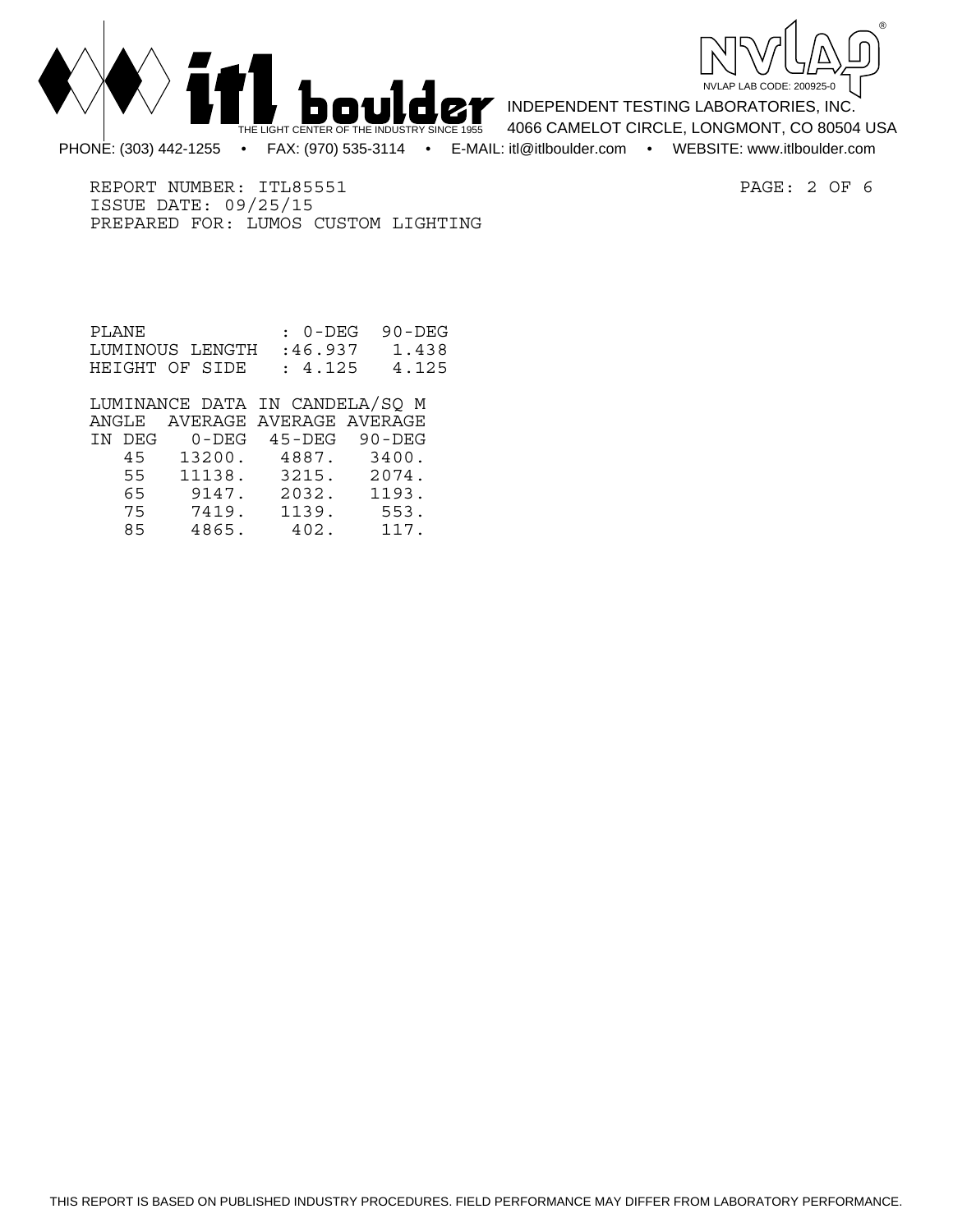REPORT NUMBER: ITL85551
ISSUE DATE: 09/25/15
PREPARED FOR: LUMOS CUSTOM LIGHTING

| PLANE | : 0-DEG | 90-DEG |
|---|---|---|
| LUMINOUS LENGTH | :46.937 | 1.438 |
| HEIGHT OF SIDE | : 4.125 | 4.125 |

LUMINANCE DATA IN CANDELA/SQ M

| ANGLE IN DEG | AVERAGE 0-DEG | AVERAGE 45-DEG | AVERAGE 90-DEG |
|---|---|---|---|
| 45 | 13200. | 4887. | 3400. |
| 55 | 11138. | 3215. | 2074. |
| 65 | 9147. | 2032. | 1193. |
| 75 | 7419. | 1139. | 553. |
| 85 | 4865. | 402. | 117. |

THIS REPORT IS BASED ON PUBLISHED INDUSTRY PROCEDURES. FIELD PERFORMANCE MAY DIFFER FROM LABORATORY PERFORMANCE.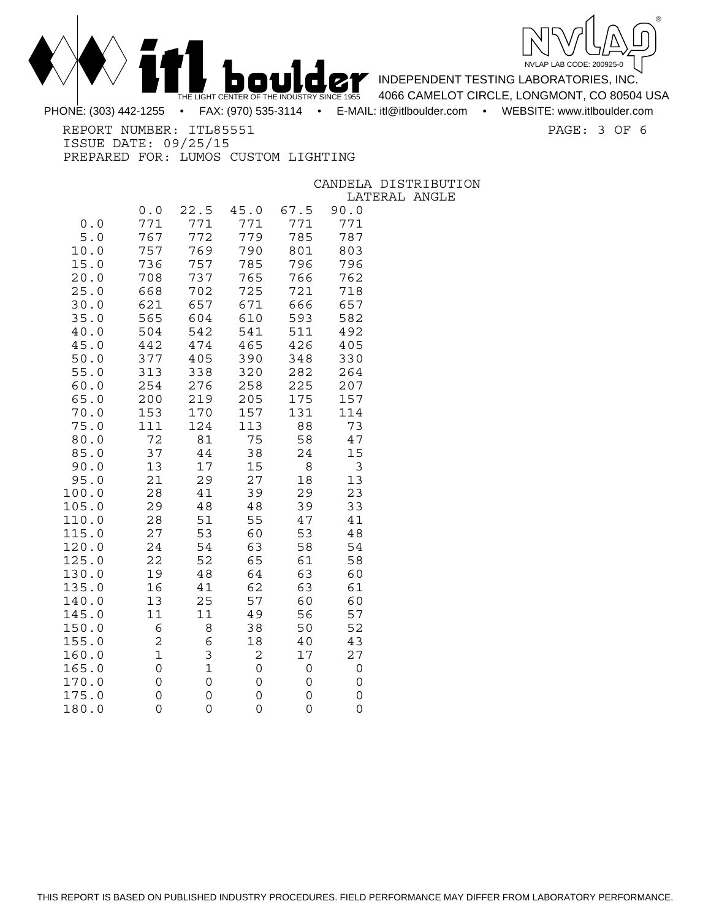INDEPENDENT TESTING LABORATORIES, INC.
4066 CAMELOT CIRCLE, LONGMONT, CO 80504 USA

PHONE: (303) 442-1255 • FAX: (970) 535-3114 • E-MAIL: itl@itlboulder.com • WEBSITE: www.itlboulder.com

REPORT NUMBER: ITL85551
ISSUE DATE: 09/25/15
PREPARED FOR: LUMOS CUSTOM LIGHTING

## CANDELA DISTRIBUTION

| | LATERAL ANGLE | | | | |
|---|---|---|---|---|---|
| | 0.0 | 22.5 | 45.0 | 67.5 | 90.0 |
| 0.0 | 771 | 771 | 771 | 771 | 771 |
| 5.0 | 767 | 772 | 779 | 785 | 787 |
| 10.0 | 757 | 769 | 790 | 801 | 803 |
| 15.0 | 736 | 757 | 785 | 796 | 796 |
| 20.0 | 708 | 737 | 765 | 766 | 762 |
| 25.0 | 668 | 702 | 725 | 721 | 718 |
| 30.0 | 621 | 657 | 671 | 666 | 657 |
| 35.0 | 565 | 604 | 610 | 593 | 582 |
| 40.0 | 504 | 542 | 541 | 511 | 492 |
| 45.0 | 442 | 474 | 465 | 426 | 405 |
| 50.0 | 377 | 405 | 390 | 348 | 330 |
| 55.0 | 313 | 338 | 320 | 282 | 264 |
| 60.0 | 254 | 276 | 258 | 225 | 207 |
| 65.0 | 200 | 219 | 205 | 175 | 157 |
| 70.0 | 153 | 170 | 157 | 131 | 114 |
| 75.0 | 111 | 124 | 113 | 88 | 73 |
| 80.0 | 72 | 81 | 75 | 58 | 47 |
| 85.0 | 37 | 44 | 38 | 24 | 15 |
| 90.0 | 13 | 17 | 15 | 8 | 3 |
| 95.0 | 21 | 29 | 27 | 18 | 13 |
| 100.0 | 28 | 41 | 39 | 29 | 23 |
| 105.0 | 29 | 48 | 48 | 39 | 33 |
| 110.0 | 28 | 51 | 55 | 47 | 41 |
| 115.0 | 27 | 53 | 60 | 53 | 48 |
| 120.0 | 24 | 54 | 63 | 58 | 54 |
| 125.0 | 22 | 52 | 65 | 61 | 58 |
| 130.0 | 19 | 48 | 64 | 63 | 60 |
| 135.0 | 16 | 41 | 62 | 63 | 61 |
| 140.0 | 13 | 25 | 57 | 60 | 60 |
| 145.0 | 11 | 11 | 49 | 56 | 57 |
| 150.0 | 6 | 8 | 38 | 50 | 52 |
| 155.0 | 2 | 6 | 18 | 40 | 43 |
| 160.0 | 1 | 3 | 2 | 17 | 27 |
| 165.0 | 0 | 1 | 0 | 0 | 0 |
| 170.0 | 0 | 0 | 0 | 0 | 0 |
| 175.0 | 0 | 0 | 0 | 0 | 0 |
| 180.0 | 0 | 0 | 0 | 0 | 0 |

THIS REPORT IS BASED ON PUBLISHED INDUSTRY PROCEDURES. FIELD PERFORMANCE MAY DIFFER FROM LABORATORY PERFORMANCE.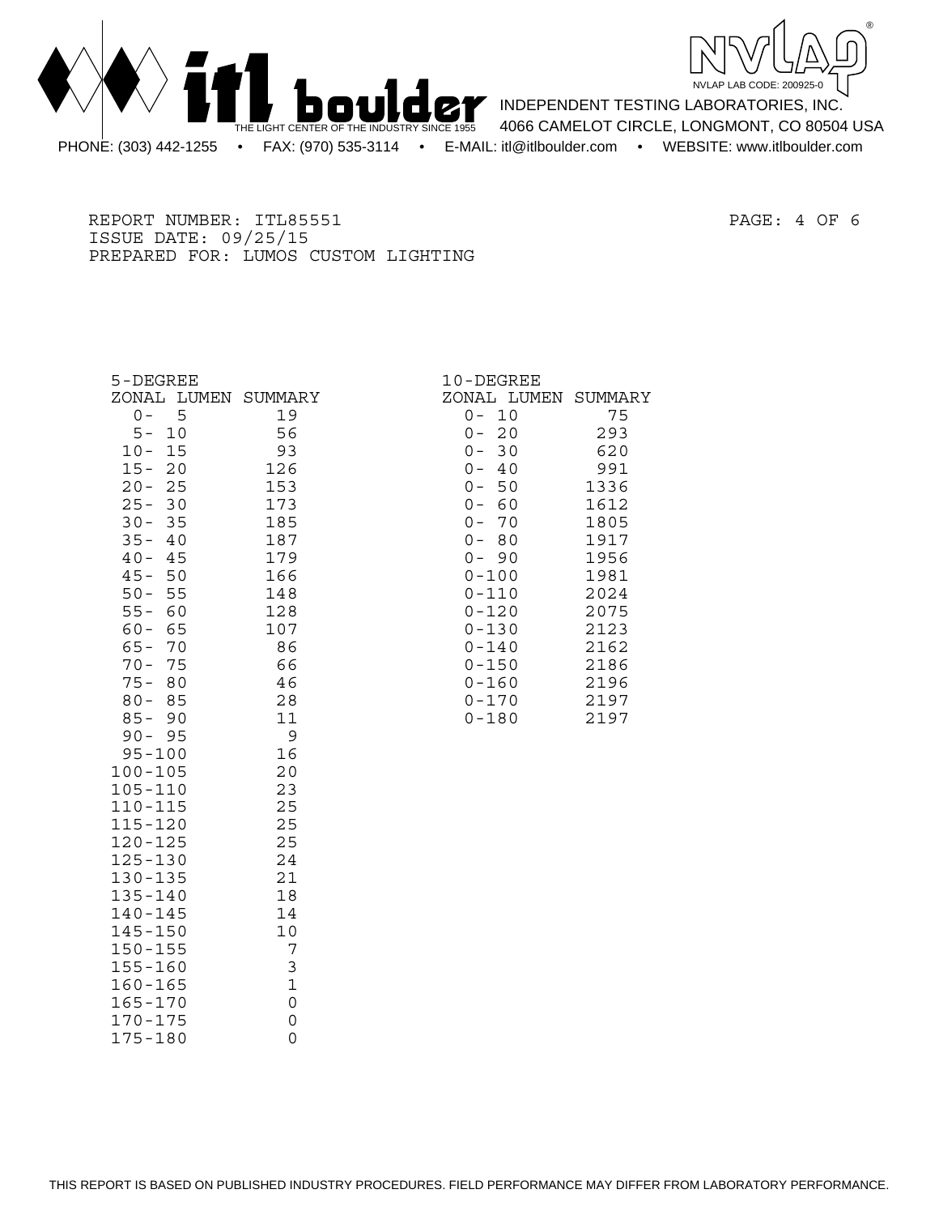REPORT NUMBER: ITL85551
ISSUE DATE: 09/25/15
PREPARED FOR: LUMOS CUSTOM LIGHTING

**5-DEGREE ZONAL LUMEN SUMMARY**

| Zone | Lumens |
|---|---|
| 0- 5 | 19 |
| 5- 10 | 56 |
| 10- 15 | 93 |
| 15- 20 | 126 |
| 20- 25 | 153 |
| 25- 30 | 173 |
| 30- 35 | 185 |
| 35- 40 | 187 |
| 40- 45 | 179 |
| 45- 50 | 166 |
| 50- 55 | 148 |
| 55- 60 | 128 |
| 60- 65 | 107 |
| 65- 70 | 86 |
| 70- 75 | 66 |
| 75- 80 | 46 |
| 80- 85 | 28 |
| 85- 90 | 11 |
| 90- 95 | 9 |
| 95-100 | 16 |
| 100-105 | 20 |
| 105-110 | 23 |
| 110-115 | 25 |
| 115-120 | 25 |
| 120-125 | 25 |
| 125-130 | 24 |
| 130-135 | 21 |
| 135-140 | 18 |
| 140-145 | 14 |
| 145-150 | 10 |
| 150-155 | 7 |
| 155-160 | 3 |
| 160-165 | 1 |
| 165-170 | 0 |
| 170-175 | 0 |
| 175-180 | 0 |

**10-DEGREE ZONAL LUMEN SUMMARY**

| Zone | Lumens |
|---|---|
| 0- 10 | 75 |
| 0- 20 | 293 |
| 0- 30 | 620 |
| 0- 40 | 991 |
| 0- 50 | 1336 |
| 0- 60 | 1612 |
| 0- 70 | 1805 |
| 0- 80 | 1917 |
| 0- 90 | 1956 |
| 0-100 | 1981 |
| 0-110 | 2024 |
| 0-120 | 2075 |
| 0-130 | 2123 |
| 0-140 | 2162 |
| 0-150 | 2186 |
| 0-160 | 2196 |
| 0-170 | 2197 |
| 0-180 | 2197 |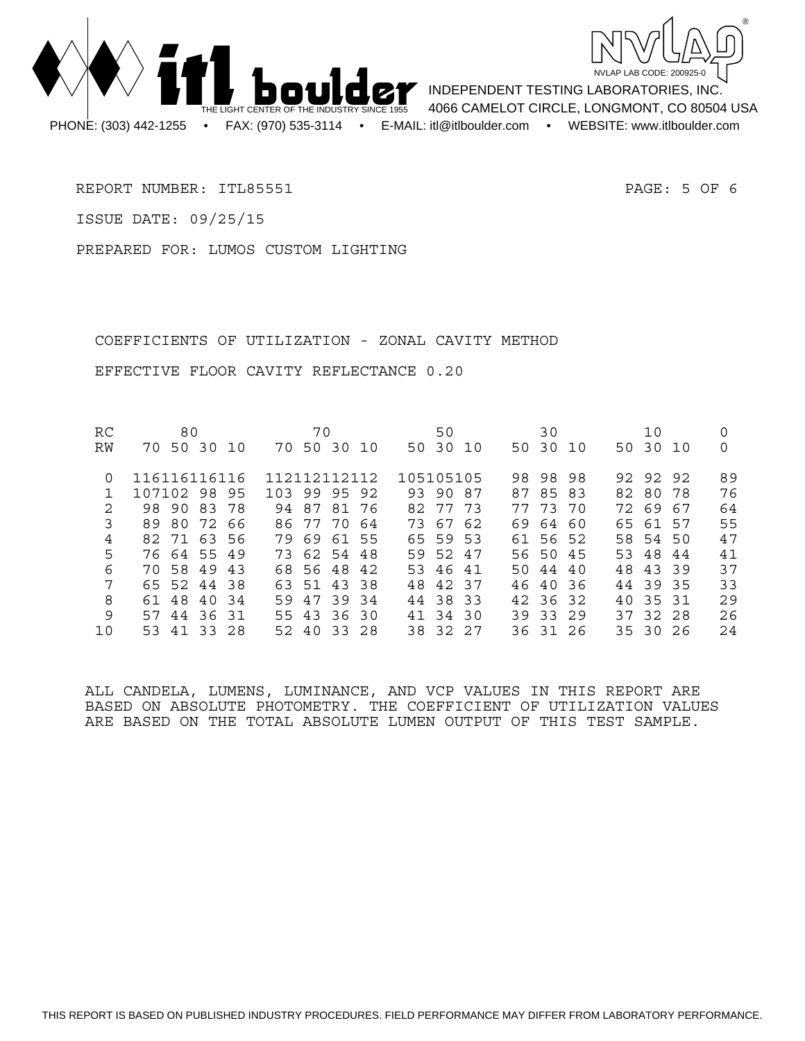REPORT NUMBER: ITL85551

ISSUE DATE: 09/25/15

PREPARED FOR: LUMOS CUSTOM LIGHTING

## COEFFICIENTS OF UTILIZATION - ZONAL CAVITY METHOD

EFFECTIVE FLOOR CAVITY REFLECTANCE 0.20

| RC | 80 | | | | 70 | | | | 50 | | | 30 | | | 10 | | | 0 |
|---|---|---|---|---|---|---|---|---|---|---|---|---|---|---|---|---|---|---|
| RW | 70 | 50 | 30 | 10 | 70 | 50 | 30 | 10 | 50 | 30 | 10 | 50 | 30 | 10 | 50 | 30 | 10 | 0 |
| 0 | 116 | 116 | 116 | 116 | 112 | 112 | 112 | 112 | 105 | 105 | 105 | 98 | 98 | 98 | 92 | 92 | 92 | 89 |
| 1 | 107 | 102 | 98 | 95 | 103 | 99 | 95 | 92 | 93 | 90 | 87 | 87 | 85 | 83 | 82 | 80 | 78 | 76 |
| 2 | 98 | 90 | 83 | 78 | 94 | 87 | 81 | 76 | 82 | 77 | 73 | 77 | 73 | 70 | 72 | 69 | 67 | 64 |
| 3 | 89 | 80 | 72 | 66 | 86 | 77 | 70 | 64 | 73 | 67 | 62 | 69 | 64 | 60 | 65 | 61 | 57 | 55 |
| 4 | 82 | 71 | 63 | 56 | 79 | 69 | 61 | 55 | 65 | 59 | 53 | 61 | 56 | 52 | 58 | 54 | 50 | 47 |
| 5 | 76 | 64 | 55 | 49 | 73 | 62 | 54 | 48 | 59 | 52 | 47 | 56 | 50 | 45 | 53 | 48 | 44 | 41 |
| 6 | 70 | 58 | 49 | 43 | 68 | 56 | 48 | 42 | 53 | 46 | 41 | 50 | 44 | 40 | 48 | 43 | 39 | 37 |
| 7 | 65 | 52 | 44 | 38 | 63 | 51 | 43 | 38 | 48 | 42 | 37 | 46 | 40 | 36 | 44 | 39 | 35 | 33 |
| 8 | 61 | 48 | 40 | 34 | 59 | 47 | 39 | 34 | 44 | 38 | 33 | 42 | 36 | 32 | 40 | 35 | 31 | 29 |
| 9 | 57 | 44 | 36 | 31 | 55 | 43 | 36 | 30 | 41 | 34 | 30 | 39 | 33 | 29 | 37 | 32 | 28 | 26 |
| 10 | 53 | 41 | 33 | 28 | 52 | 40 | 33 | 28 | 38 | 32 | 27 | 36 | 31 | 26 | 35 | 30 | 26 | 24 |

ALL CANDELA, LUMENS, LUMINANCE, AND VCP VALUES IN THIS REPORT ARE BASED ON ABSOLUTE PHOTOMETRY. THE COEFFICIENT OF UTILIZATION VALUES ARE BASED ON THE TOTAL ABSOLUTE LUMEN OUTPUT OF THIS TEST SAMPLE.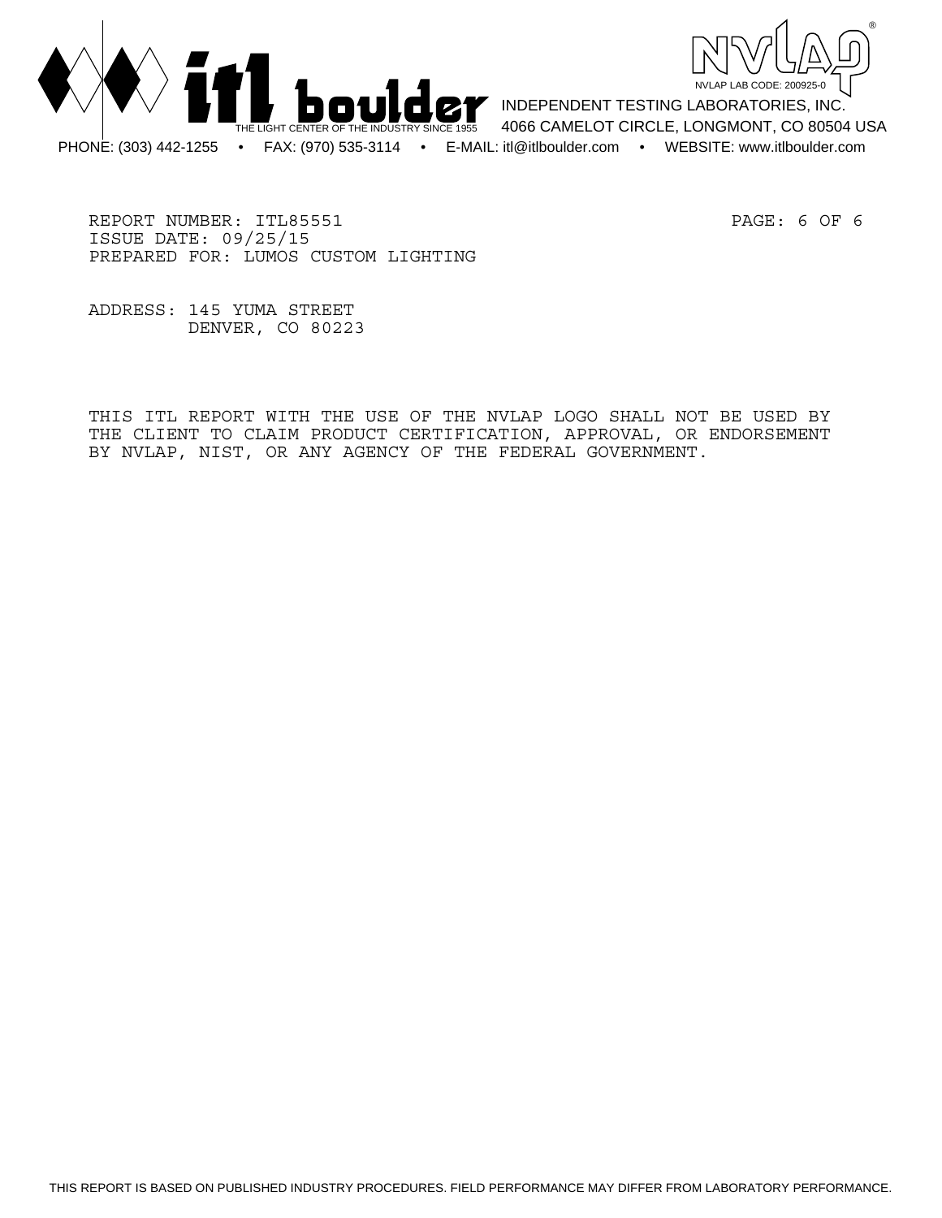REPORT NUMBER: ITL85551
ISSUE DATE: 09/25/15
PREPARED FOR: LUMOS CUSTOM LIGHTING

ADDRESS: 145 YUMA STREET
DENVER, CO 80223

THIS ITL REPORT WITH THE USE OF THE NVLAP LOGO SHALL NOT BE USED BY THE CLIENT TO CLAIM PRODUCT CERTIFICATION, APPROVAL, OR ENDORSEMENT BY NVLAP, NIST, OR ANY AGENCY OF THE FEDERAL GOVERNMENT.